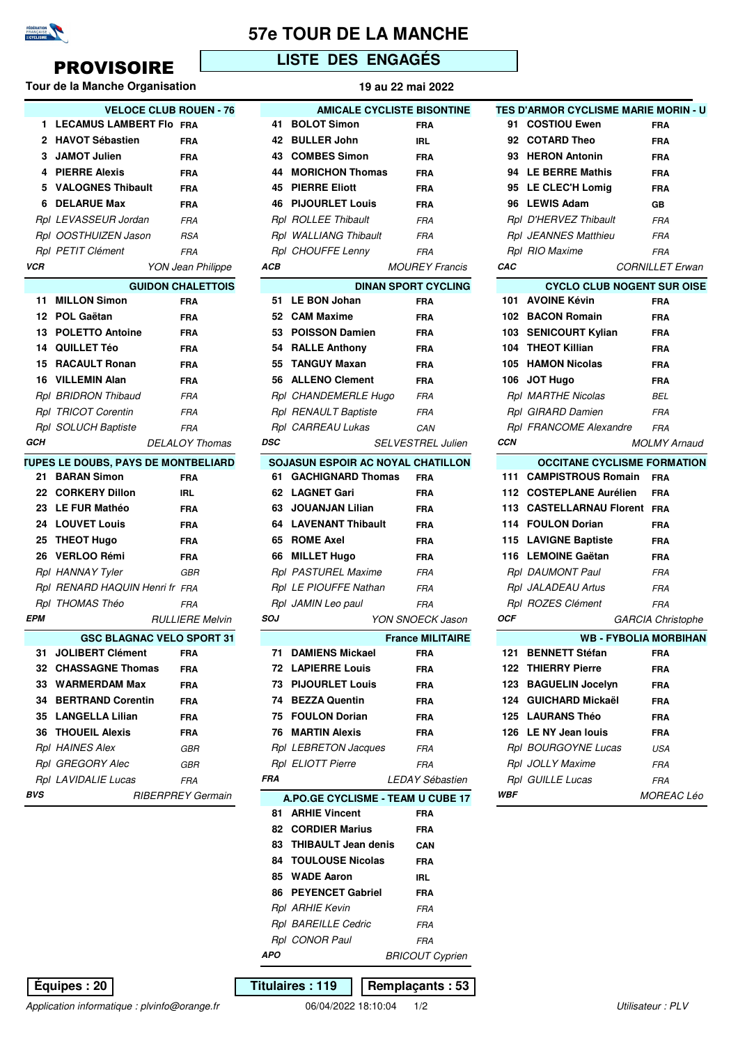# 57e TOUR DE LA MANCHE

## PROVISOIRE

## LISTE DES ENGAGÉS

**Tour de la Manche Organisation**

**19 au 22 mai 2022**

### VELOCE CLUB ROUEN - 76

| N° | Nom | Nat. |
|---|---|---|
| 1 | **LECAMUS LAMBERT Flo** | **FRA** |
| 2 | **HAVOT Sébastien** | **FRA** |
| 3 | **JAMOT Julien** | **FRA** |
| 4 | **PIERRE Alexis** | **FRA** |
| 5 | **VALOGNES Thibault** | **FRA** |
| 6 | **DELARUE Max** | **FRA** |
| *Rpl* | *LEVASSEUR Jordan* | *FRA* |
| *Rpl* | *OOSTHUIZEN Jason* | *RSA* |
| *Rpl* | *PETIT Clément* | *FRA* |
| ***VCR*** | *YON Jean Philippe* | |

### GUIDON CHALETTOIS

| N° | Nom | Nat. |
|---|---|---|
| 11 | **MILLON Simon** | **FRA** |
| 12 | **POL Gaëtan** | **FRA** |
| 13 | **POLETTO Antoine** | **FRA** |
| 14 | **QUILLET Téo** | **FRA** |
| 15 | **RACAULT Ronan** | **FRA** |
| 16 | **VILLEMIN Alan** | **FRA** |
| *Rpl* | *BRIDRON Thibaud* | *FRA* |
| *Rpl* | *TRICOT Corentin* | *FRA* |
| *Rpl* | *SOLUCH Baptiste* | *FRA* |
| ***GCH*** | *DELALOY Thomas* | |

### TUPES LE DOUBS, PAYS DE MONTBELIARD

| N° | Nom | Nat. |
|---|---|---|
| 21 | **BARAN Simon** | **FRA** |
| 22 | **CORKERY Dillon** | **IRL** |
| 23 | **LE FUR Mathéo** | **FRA** |
| 24 | **LOUVET Louis** | **FRA** |
| 25 | **THEOT Hugo** | **FRA** |
| 26 | **VERLOO Rémi** | **FRA** |
| *Rpl* | *HANNAY Tyler* | *GBR* |
| *Rpl* | *RENARD HAQUIN Henri fr* | *FRA* |
| *Rpl* | *THOMAS Théo* | *FRA* |
| ***EPM*** | *RULLIERE Melvin* | |

### GSC BLAGNAC VELO SPORT 31

| N° | Nom | Nat. |
|---|---|---|
| 31 | **JOLIBERT Clément** | **FRA** |
| 32 | **CHASSAGNE Thomas** | **FRA** |
| 33 | **WARMERDAM Max** | **FRA** |
| 34 | **BERTRAND Corentin** | **FRA** |
| 35 | **LANGELLA Lilian** | **FRA** |
| 36 | **THOUEIL Alexis** | **FRA** |
| *Rpl* | *HAINES Alex* | *GBR* |
| *Rpl* | *GREGORY Alec* | *GBR* |
| *Rpl* | *LAVIDALIE Lucas* | *FRA* |
| ***BVS*** | *RIBERPREY Germain* | |

### AMICALE CYCLISTE BISONTINE

| N° | Nom | Nat. |
|---|---|---|
| 41 | **BOLOT Simon** | **FRA** |
| 42 | **BULLER John** | **IRL** |
| 43 | **COMBES Simon** | **FRA** |
| 44 | **MORICHON Thomas** | **FRA** |
| 45 | **PIERRE Eliott** | **FRA** |
| 46 | **PIJOURLET Louis** | **FRA** |
| *Rpl* | *ROLLEE Thibault* | *FRA* |
| *Rpl* | *WALLIANG Thibault* | *FRA* |
| *Rpl* | *CHOUFFE Lenny* | *FRA* |
| ***ACB*** | *MOUREY Francis* | |

### DINAN SPORT CYCLING

| N° | Nom | Nat. |
|---|---|---|
| 51 | **LE BON Johan** | **FRA** |
| 52 | **CAM Maxime** | **FRA** |
| 53 | **POISSON Damien** | **FRA** |
| 54 | **RALLE Anthony** | **FRA** |
| 55 | **TANGUY Maxan** | **FRA** |
| 56 | **ALLENO Clement** | **FRA** |
| *Rpl* | *CHANDEMERLE Hugo* | *FRA* |
| *Rpl* | *RENAULT Baptiste* | *FRA* |
| *Rpl* | *CARREAU Lukas* | *CAN* |
| ***DSC*** | *SELVESTREL Julien* | |

### SOJASUN ESPOIR AC NOYAL CHATILLON

| N° | Nom | Nat. |
|---|---|---|
| 61 | **GACHIGNARD Thomas** | **FRA** |
| 62 | **LAGNET Gari** | **FRA** |
| 63 | **JOUANJAN Lilian** | **FRA** |
| 64 | **LAVENANT Thibault** | **FRA** |
| 65 | **ROME Axel** | **FRA** |
| 66 | **MILLET Hugo** | **FRA** |
| *Rpl* | *PASTUREL Maxime* | *FRA* |
| *Rpl* | *LE PIOUFFE Nathan* | *FRA* |
| *Rpl* | *JAMIN Leo paul* | *FRA* |
| ***SOJ*** | *YON SNOECK Jason* | |

### France MILITAIRE

| N° | Nom | Nat. |
|---|---|---|
| 71 | **DAMIENS Mickael** | **FRA** |
| 72 | **LAPIERRE Louis** | **FRA** |
| 73 | **PIJOURLET Louis** | **FRA** |
| 74 | **BEZZA Quentin** | **FRA** |
| 75 | **FOULON Dorian** | **FRA** |
| 76 | **MARTIN Alexis** | **FRA** |
| *Rpl* | *LEBRETON Jacques* | *FRA* |
| *Rpl* | *ELIOTT Pierre* | *FRA* |
| ***FRA*** | *LEDAY Sébastien* | |

### A.PO.GE CYCLISME - TEAM U CUBE 17

| N° | Nom | Nat. |
|---|---|---|
| 81 | **ARHIE Vincent** | **FRA** |
| 82 | **CORDIER Marius** | **FRA** |
| 83 | **THIBAULT Jean denis** | **CAN** |
| 84 | **TOULOUSE Nicolas** | **FRA** |
| 85 | **WADE Aaron** | **IRL** |
| 86 | **PEYENCET Gabriel** | **FRA** |
| *Rpl* | *ARHIE Kevin* | *FRA* |
| *Rpl* | *BAREILLE Cedric* | *FRA* |
| *Rpl* | *CONOR Paul* | *FRA* |
| ***APO*** | *BRICOUT Cyprien* | |

### TES D'ARMOR CYCLISME MARIE MORIN - U

| N° | Nom | Nat. |
|---|---|---|
| 91 | **COSTIOU Ewen** | **FRA** |
| 92 | **COTARD Theo** | **FRA** |
| 93 | **HERON Antonin** | **FRA** |
| 94 | **LE BERRE Mathis** | **FRA** |
| 95 | **LE CLEC'H Lomig** | **FRA** |
| 96 | **LEWIS Adam** | **GB** |
| *Rpl* | *D'HERVEZ Thibault* | *FRA* |
| *Rpl* | *JEANNES Matthieu* | *FRA* |
| *Rpl* | *RIO Maxime* | *FRA* |
| ***CAC*** | *CORNILLET Erwan* | |

### CYCLO CLUB NOGENT SUR OISE

| N° | Nom | Nat. |
|---|---|---|
| 101 | **AVOINE Kévin** | **FRA** |
| 102 | **BACON Romain** | **FRA** |
| 103 | **SENICOURT Kylian** | **FRA** |
| 104 | **THEOT Killian** | **FRA** |
| 105 | **HAMON Nicolas** | **FRA** |
| 106 | **JOT Hugo** | **FRA** |
| *Rpl* | *MARTHE Nicolas* | *BEL* |
| *Rpl* | *GIRARD Damien* | *FRA* |
| *Rpl* | *FRANCOME Alexandre* | *FRA* |
| ***CCN*** | *MOLMY Arnaud* | |

### OCCITANE CYCLISME FORMATION

| N° | Nom | Nat. |
|---|---|---|
| 111 | **CAMPISTROUS Romain** | **FRA** |
| 112 | **COSTEPLANE Aurélien** | **FRA** |
| 113 | **CASTELLARNAU Florent** | **FRA** |
| 114 | **FOULON Dorian** | **FRA** |
| 115 | **LAVIGNE Baptiste** | **FRA** |
| 116 | **LEMOINE Gaëtan** | **FRA** |
| *Rpl* | *DAUMONT Paul* | *FRA* |
| *Rpl* | *JALADEAU Artus* | *FRA* |
| *Rpl* | *ROZES Clément* | *FRA* |
| ***OCF*** | *GARCIA Christophe* | |

### WB - FYBOLIA MORBIHAN

| N° | Nom | Nat. |
|---|---|---|
| 121 | **BENNETT Stéfan** | **FRA** |
| 122 | **THIERRY Pierre** | **FRA** |
| 123 | **BAGUELIN Jocelyn** | **FRA** |
| 124 | **GUICHARD Mickaël** | **FRA** |
| 125 | **LAURANS Théo** | **FRA** |
| 126 | **LE NY Jean louis** | **FRA** |
| *Rpl* | *BOURGOYNE Lucas* | *USA* |
| *Rpl* | *JOLLY Maxime* | *FRA* |
| *Rpl* | *GUILLE Lucas* | *FRA* |
| ***WBF*** | *MOREAC Léo* | |

**Équipes : 20** | **Titulaires : 119** | **Remplaçants : 53**

*Application informatique : plvinfo@orange.fr* 06/04/2022 18:10:04 *Utilisateur : PLV*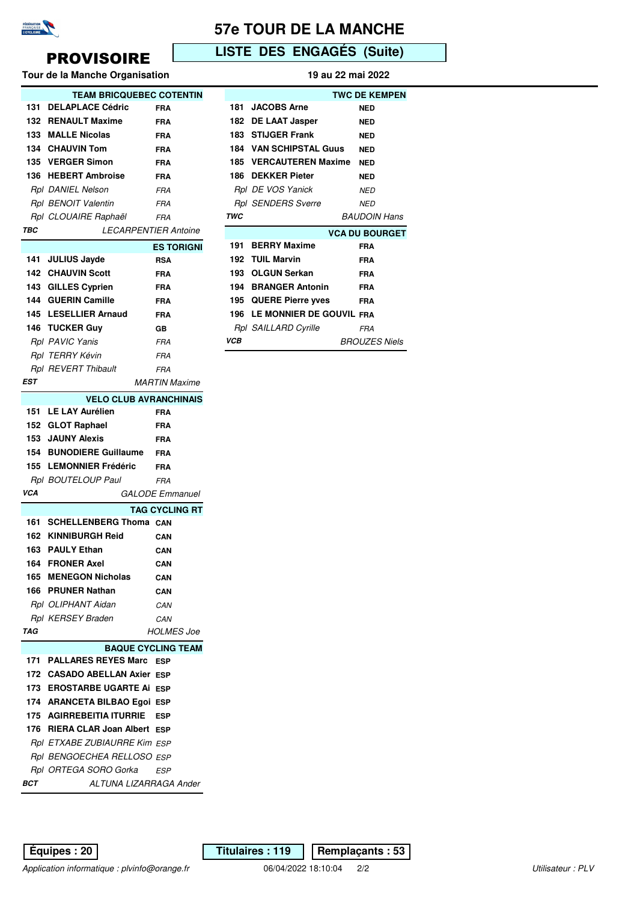# 57e TOUR DE LA MANCHE

## PROVISOIRE

## LISTE DES ENGAGÉS (Suite)

**Tour de la Manche Organisation** — **19 au 22 mai 2022**

| | TEAM BRICQUEBEC COTENTIN | |
|---|---|---|
| 131 | DELAPLACE Cédric | FRA |
| 132 | RENAULT Maxime | FRA |
| 133 | MALLE Nicolas | FRA |
| 134 | CHAUVIN Tom | FRA |
| 135 | VERGER Simon | FRA |
| 136 | HEBERT Ambroise | FRA |
| *Rpl* | *DANIEL Nelson* | *FRA* |
| *Rpl* | *BENOIT Valentin* | *FRA* |
| *Rpl* | *CLOUAIRE Raphaël* | *FRA* |
| ***TBC*** | *LECARPENTIER Antoine* | |

| | ES TORIGNI | |
|---|---|---|
| 141 | JULIUS Jayde | RSA |
| 142 | CHAUVIN Scott | FRA |
| 143 | GILLES Cyprien | FRA |
| 144 | GUERIN Camille | FRA |
| 145 | LESELLIER Arnaud | FRA |
| 146 | TUCKER Guy | GB |
| *Rpl* | *PAVIC Yanis* | *FRA* |
| *Rpl* | *TERRY Kévin* | *FRA* |
| *Rpl* | *REVERT Thibault* | *FRA* |
| ***EST*** | *MARTIN Maxime* | |

| | VELO CLUB AVRANCHINAIS | |
|---|---|---|
| 151 | LE LAY Aurélien | FRA |
| 152 | GLOT Raphael | FRA |
| 153 | JAUNY Alexis | FRA |
| 154 | BUNODIERE Guillaume | FRA |
| 155 | LEMONNIER Frédéric | FRA |
| *Rpl* | *BOUTELOUP Paul* | *FRA* |
| ***VCA*** | *GALODE Emmanuel* | |

| | TAG CYCLING RT | |
|---|---|---|
| 161 | SCHELLENBERG Thoma | CAN |
| 162 | KINNIBURGH Reid | CAN |
| 163 | PAULY Ethan | CAN |
| 164 | FRONER Axel | CAN |
| 165 | MENEGON Nicholas | CAN |
| 166 | PRUNER Nathan | CAN |
| *Rpl* | *OLIPHANT Aidan* | *CAN* |
| *Rpl* | *KERSEY Braden* | *CAN* |
| ***TAG*** | *HOLMES Joe* | |

| | BAQUE CYCLING TEAM | |
|---|---|---|
| 171 | PALLARES REYES Marc | ESP |
| 172 | CASADO ABELLAN Axier | ESP |
| 173 | EROSTARBE UGARTE Ai | ESP |
| 174 | ARANCETA BILBAO Egoi | ESP |
| 175 | AGIRREBEITIA ITURRIE | ESP |
| 176 | RIERA CLAR Joan Albert | ESP |
| *Rpl* | *ETXABE ZUBIAURRE Kim* | *ESP* |
| *Rpl* | *BENGOECHEA RELLOSO* | *ESP* |
| *Rpl* | *ORTEGA SORO Gorka* | *ESP* |
| ***BCT*** | *ALTUNA LIZARRAGA Ander* | |

| | TWC DE KEMPEN | |
|---|---|---|
| 181 | JACOBS Arne | NED |
| 182 | DE LAAT Jasper | NED |
| 183 | STIJGER Frank | NED |
| 184 | VAN SCHIPSTAL Guus | NED |
| 185 | VERCAUTEREN Maxime | NED |
| 186 | DEKKER Pieter | NED |
| *Rpl* | *DE VOS Yanick* | *NED* |
| *Rpl* | *SENDERS Sverre* | *NED* |
| ***TWC*** | *BAUDOIN Hans* | |

| | VCA DU BOURGET | |
|---|---|---|
| 191 | BERRY Maxime | FRA |
| 192 | TUIL Marvin | FRA |
| 193 | OLGUN Serkan | FRA |
| 194 | BRANGER Antonin | FRA |
| 195 | QUERE Pierre yves | FRA |
| 196 | LE MONNIER DE GOUVIL | FRA |
| *Rpl* | *SAILLARD Cyrille* | *FRA* |
| ***VCB*** | *BROUZES Niels* | |

**Équipes : 20** | **Titulaires : 119** | **Remplaçants : 53**

*Application informatique : plvinfo@orange.fr* — 06/04/2022 18:10:04 — *Utilisateur : PLV*